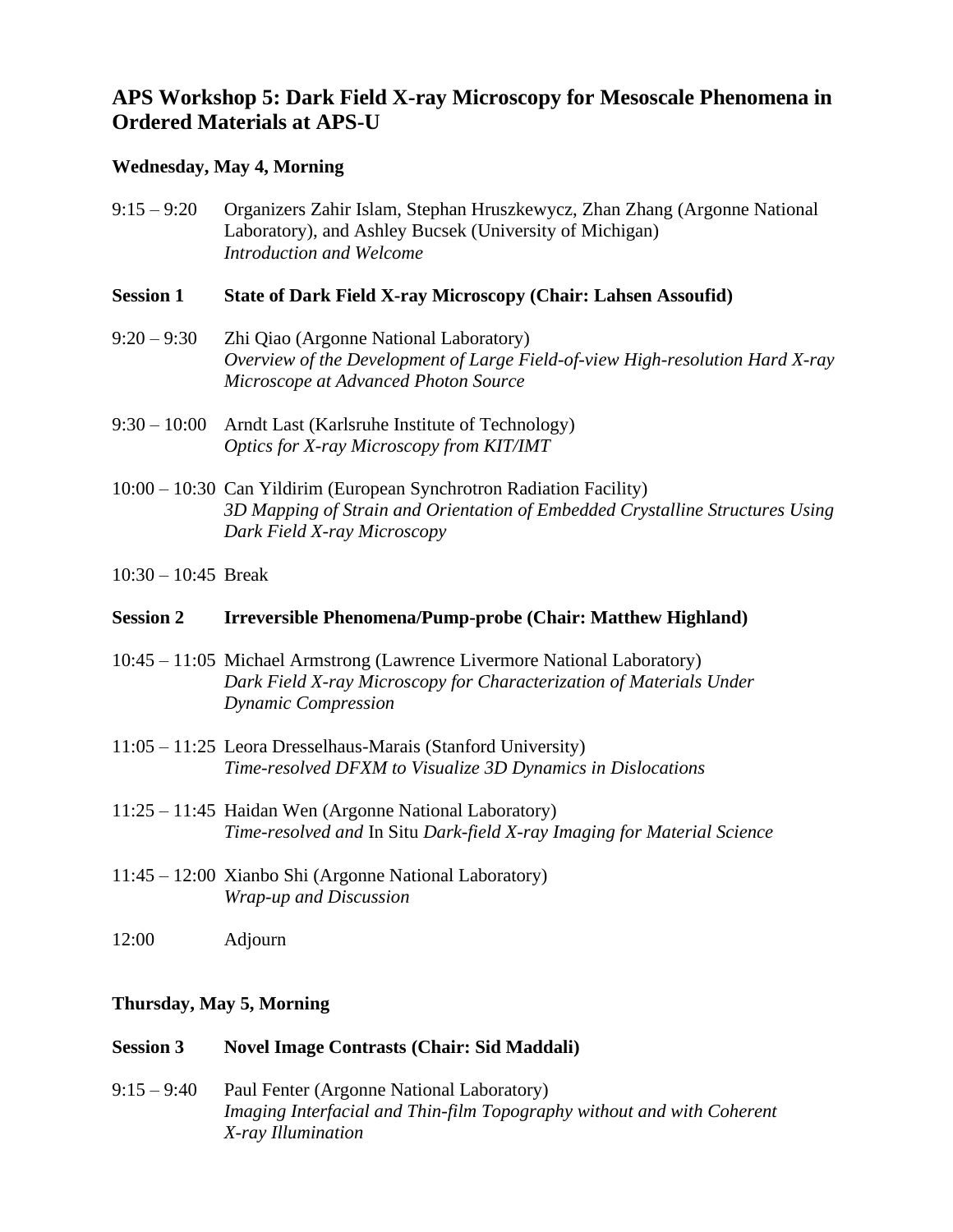# APS Workshop 5: Dark Field X-ray Microscopy for Mesoscale Phenomena in Ordered Materials at APS-U

**Wednesday, May 4, Morning**

9:15 – 9:20 Organizers Zahir Islam, Stephan Hruszkewycz, Zhan Zhang (Argonne National Laboratory), and Ashley Bucsek (University of Michigan)
*Introduction and Welcome*

**Session 1 State of Dark Field X-ray Microscopy (Chair: Lahsen Assoufid)**

9:20 – 9:30 Zhi Qiao (Argonne National Laboratory)
*Overview of the Development of Large Field-of-view High-resolution Hard X-ray Microscope at Advanced Photon Source*

9:30 – 10:00 Arndt Last (Karlsruhe Institute of Technology)
*Optics for X-ray Microscopy from KIT/IMT*

10:00 – 10:30 Can Yildirim (European Synchrotron Radiation Facility)
*3D Mapping of Strain and Orientation of Embedded Crystalline Structures Using Dark Field X-ray Microscopy*

10:30 – 10:45 Break

**Session 2 Irreversible Phenomena/Pump-probe (Chair: Matthew Highland)**

10:45 – 11:05 Michael Armstrong (Lawrence Livermore National Laboratory)
*Dark Field X-ray Microscopy for Characterization of Materials Under Dynamic Compression*

11:05 – 11:25 Leora Dresselhaus-Marais (Stanford University)
*Time-resolved DFXM to Visualize 3D Dynamics in Dislocations*

11:25 – 11:45 Haidan Wen (Argonne National Laboratory)
*Time-resolved and* In Situ *Dark-field X-ray Imaging for Material Science*

11:45 – 12:00 Xianbo Shi (Argonne National Laboratory)
*Wrap-up and Discussion*

12:00 Adjourn

**Thursday, May 5, Morning**

**Session 3 Novel Image Contrasts (Chair: Sid Maddali)**

9:15 – 9:40 Paul Fenter (Argonne National Laboratory)
*Imaging Interfacial and Thin-film Topography without and with Coherent X-ray Illumination*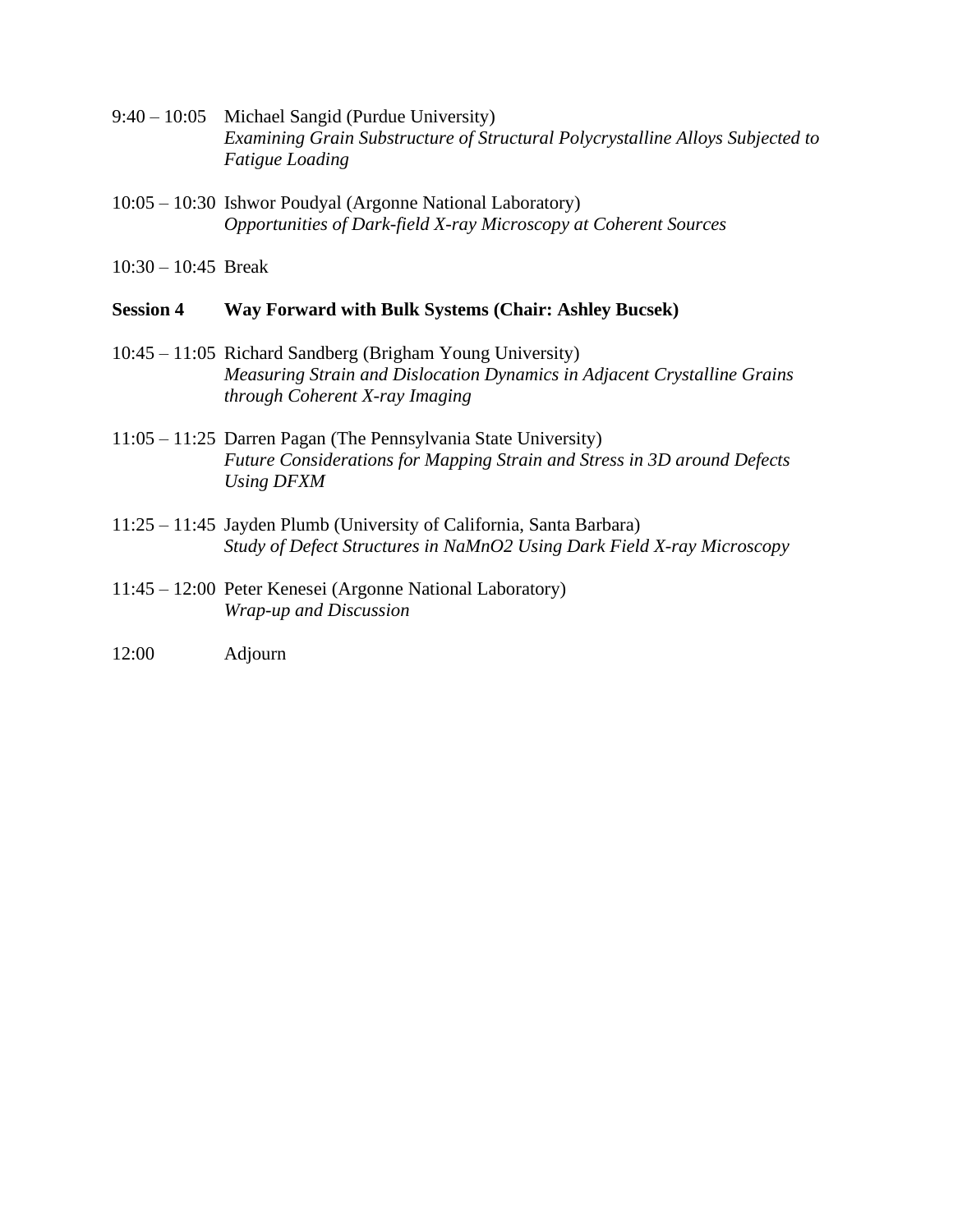9:40 – 10:05 Michael Sangid (Purdue University)
*Examining Grain Substructure of Structural Polycrystalline Alloys Subjected to Fatigue Loading*

10:05 – 10:30 Ishwor Poudyal (Argonne National Laboratory)
*Opportunities of Dark-field X-ray Microscopy at Coherent Sources*

10:30 – 10:45 Break

**Session 4 Way Forward with Bulk Systems (Chair: Ashley Bucsek)**

10:45 – 11:05 Richard Sandberg (Brigham Young University)
*Measuring Strain and Dislocation Dynamics in Adjacent Crystalline Grains through Coherent X-ray Imaging*

11:05 – 11:25 Darren Pagan (The Pennsylvania State University)
*Future Considerations for Mapping Strain and Stress in 3D around Defects Using DFXM*

11:25 – 11:45 Jayden Plumb (University of California, Santa Barbara)
*Study of Defect Structures in $NaMnO_2$ Using Dark Field X-ray Microscopy*

11:45 – 12:00 Peter Kenesei (Argonne National Laboratory)
*Wrap-up and Discussion*

12:00 Adjourn